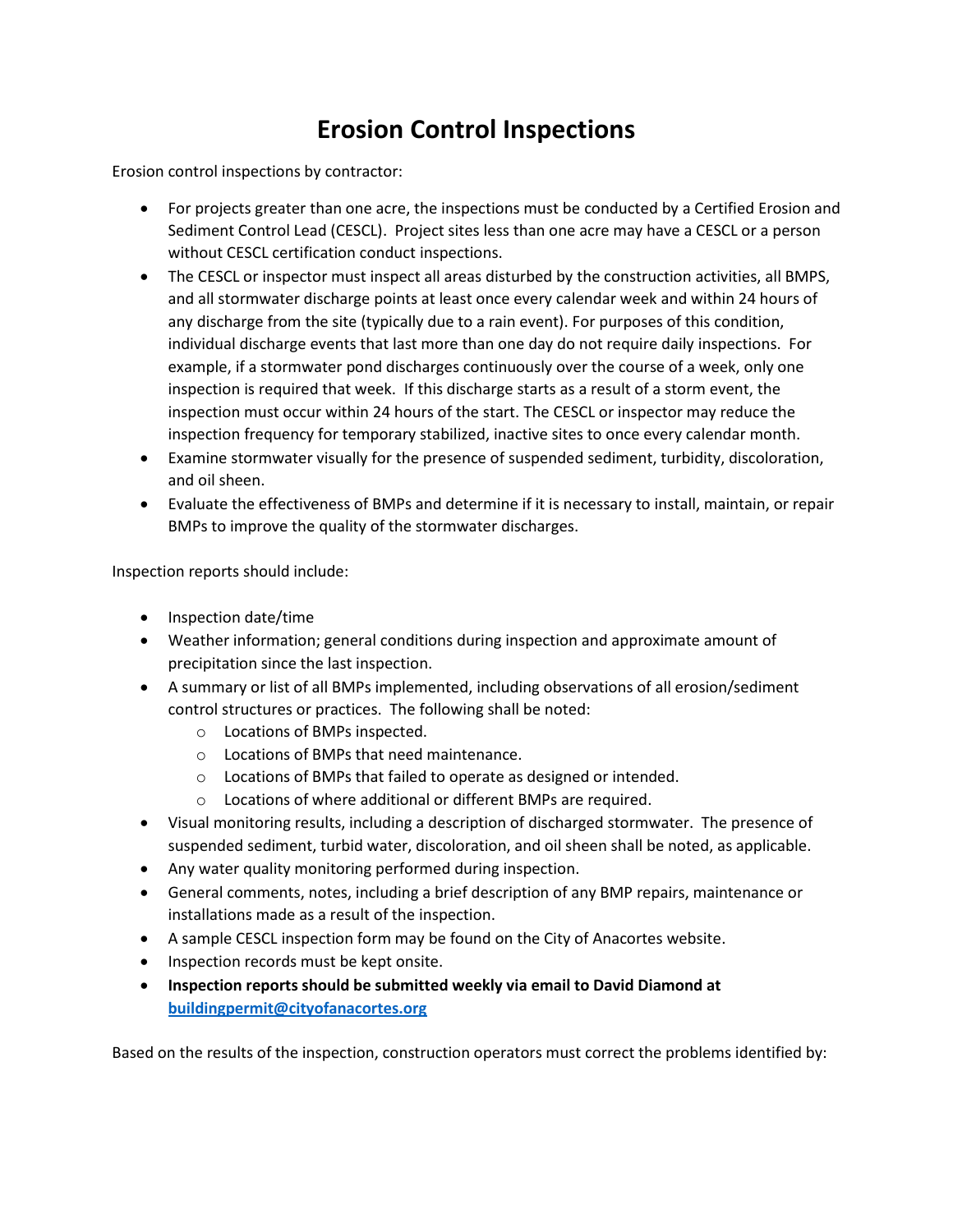# Erosion Control Inspections

Erosion control inspections by contractor:

- For projects greater than one acre, the inspections must be conducted by a Certified Erosion and Sediment Control Lead (CESCL). Project sites less than one acre may have a CESCL or a person without CESCL certification conduct inspections.
- The CESCL or inspector must inspect all areas disturbed by the construction activities, all BMPS, and all stormwater discharge points at least once every calendar week and within 24 hours of any discharge from the site (typically due to a rain event). For purposes of this condition, individual discharge events that last more than one day do not require daily inspections. For example, if a stormwater pond discharges continuously over the course of a week, only one inspection is required that week. If this discharge starts as a result of a storm event, the inspection must occur within 24 hours of the start. The CESCL or inspector may reduce the inspection frequency for temporary stabilized, inactive sites to once every calendar month.
- Examine stormwater visually for the presence of suspended sediment, turbidity, discoloration, and oil sheen.
- Evaluate the effectiveness of BMPs and determine if it is necessary to install, maintain, or repair BMPs to improve the quality of the stormwater discharges.

Inspection reports should include:

- Inspection date/time
- Weather information; general conditions during inspection and approximate amount of precipitation since the last inspection.
- A summary or list of all BMPs implemented, including observations of all erosion/sediment control structures or practices. The following shall be noted:
    - Locations of BMPs inspected.
    - Locations of BMPs that need maintenance.
    - Locations of BMPs that failed to operate as designed or intended.
    - Locations of where additional or different BMPs are required.
- Visual monitoring results, including a description of discharged stormwater. The presence of suspended sediment, turbid water, discoloration, and oil sheen shall be noted, as applicable.
- Any water quality monitoring performed during inspection.
- General comments, notes, including a brief description of any BMP repairs, maintenance or installations made as a result of the inspection.
- A sample CESCL inspection form may be found on the City of Anacortes website.
- Inspection records must be kept onsite.
- **Inspection reports should be submitted weekly via email to David Diamond at [buildingpermit@cityofanacortes.org](mailto:buildingpermit@cityofanacortes.org)**

Based on the results of the inspection, construction operators must correct the problems identified by: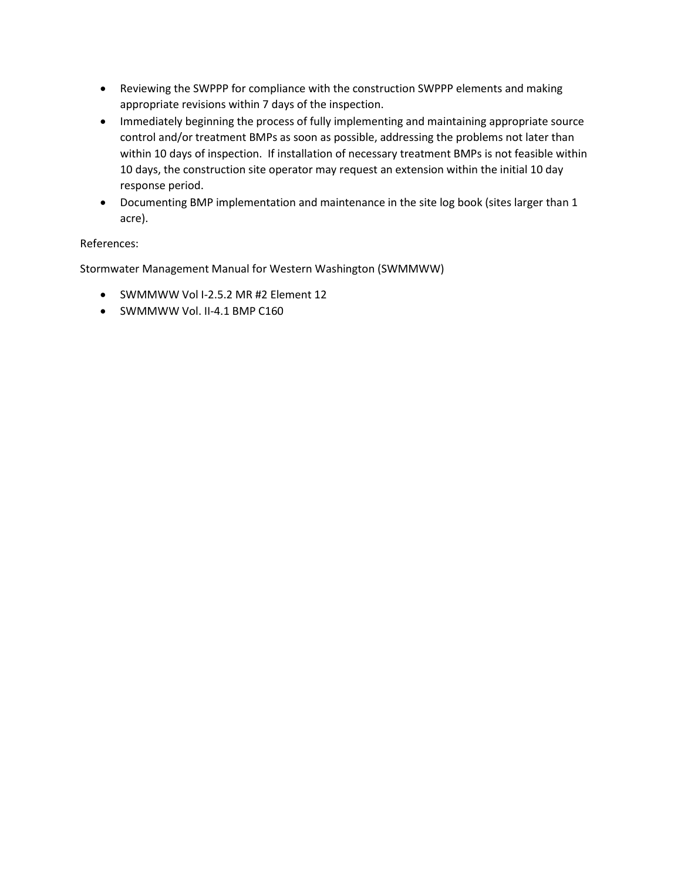- Reviewing the SWPPP for compliance with the construction SWPPP elements and making appropriate revisions within 7 days of the inspection.
- Immediately beginning the process of fully implementing and maintaining appropriate source control and/or treatment BMPs as soon as possible, addressing the problems not later than within 10 days of inspection. If installation of necessary treatment BMPs is not feasible within 10 days, the construction site operator may request an extension within the initial 10 day response period.
- Documenting BMP implementation and maintenance in the site log book (sites larger than 1 acre).

References:

Stormwater Management Manual for Western Washington (SWMMWW)

- SWMMWW Vol I-2.5.2 MR #2 Element 12
- SWMMWW Vol. II-4.1 BMP C160